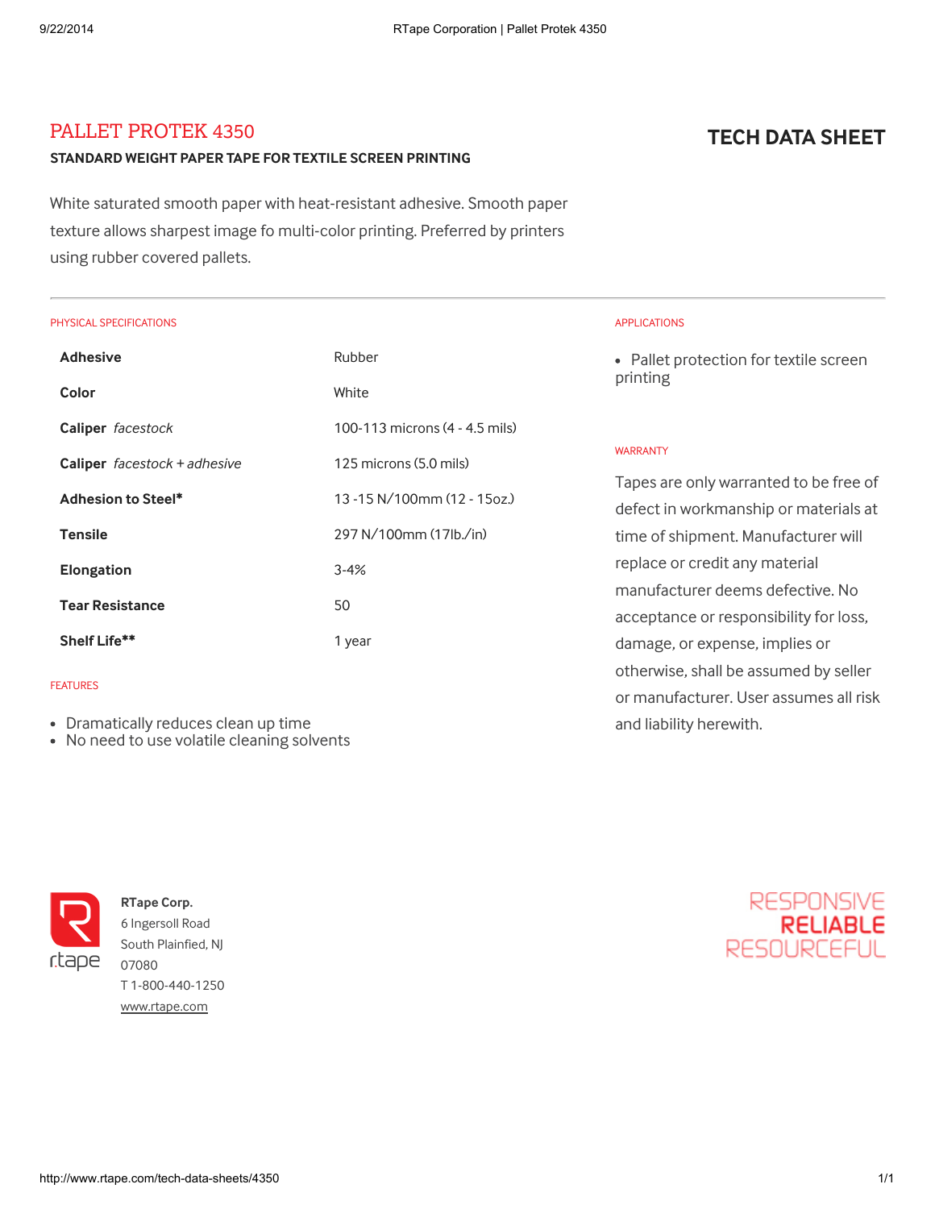# PALLET PROTEK 4350

## TECH DATA SHEET

**STANDARD WEIGHT PAPER TAPE FOR TEXTILE SCREEN PRINTING**

White saturated smooth paper with heat-resistant adhesive. Smooth paper texture allows sharpest image fo multi-color printing. Preferred by printers using rubber covered pallets.

### PHYSICAL SPECIFICATIONS

| | |
|---|---|
| **Adhesive** | Rubber |
| **Color** | White |
| **Caliper** *facestock* | 100-113 microns (4 - 4.5 mils) |
| **Caliper** *facestock + adhesive* | 125 microns (5.0 mils) |
| **Adhesion to Steel*** | 13 -15 N/100mm (12 - 15oz.) |
| **Tensile** | 297 N/100mm (17lb./in) |
| **Elongation** | 3-4% |
| **Tear Resistance** | 50 |
| **Shelf Life**** | 1 year |

### FEATURES

- Dramatically reduces clean up time
- No need to use volatile cleaning solvents

### APPLICATIONS

- Pallet protection for textile screen printing

### WARRANTY

Tapes are only warranted to be free of defect in workmanship or materials at time of shipment. Manufacturer will replace or credit any material manufacturer deems defective. No acceptance or responsibility for loss, damage, or expense, implies or otherwise, shall be assumed by seller or manufacturer. User assumes all risk and liability herewith.

rtape

**RTape Corp.**
6 Ingersoll Road
South Plainfied, NJ
07080
T 1-800-440-1250
www.rtape.com

RESPONSIVE
**RELIABLE**
RESOURCEFUL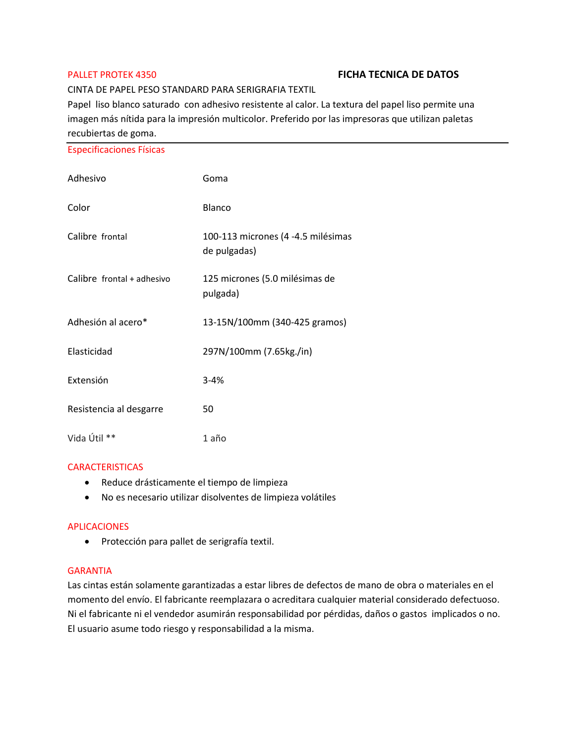PALLET PROTEK 4350 **FICHA TECNICA DE DATOS**

CINTA DE PAPEL PESO STANDARD PARA SERIGRAFIA TEXTIL

Papel liso blanco saturado con adhesivo resistente al calor. La textura del papel liso permite una imagen más nítida para la impresión multicolor. Preferido por las impresoras que utilizan paletas recubiertas de goma.

---

## Especificaciones Físicas

| | |
|---|---|
| Adhesivo | Goma |
| Color | Blanco |
| Calibre frontal | 100-113 micrones (4 -4.5 milésimas de pulgadas) |
| Calibre frontal + adhesivo | 125 micrones (5.0 milésimas de pulgada) |
| Adhesión al acero* | 13-15N/100mm (340-425 gramos) |
| Elasticidad | 297N/100mm (7.65kg./in) |
| Extensión | 3-4% |
| Resistencia al desgarre | 50 |
| Vida Útil ** | 1 año |

## CARACTERISTICAS

- Reduce drásticamente el tiempo de limpieza
- No es necesario utilizar disolventes de limpieza volátiles

## APLICACIONES

- Protección para pallet de serigrafía textil.

## GARANTIA

Las cintas están solamente garantizadas a estar libres de defectos de mano de obra o materiales en el momento del envío. El fabricante reemplazara o acreditara cualquier material considerado defectuoso. Ni el fabricante ni el vendedor asumirán responsabilidad por pérdidas, daños o gastos implicados o no. El usuario asume todo riesgo y responsabilidad a la misma.